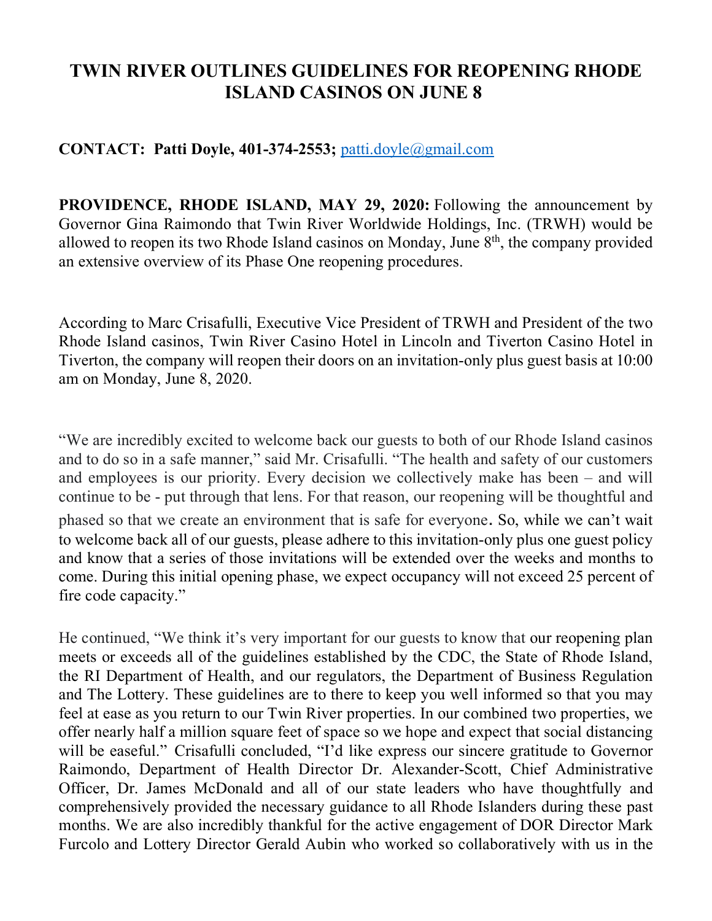# TWIN RIVER OUTLINES GUIDELINES FOR REOPENING RHODE ISLAND CASINOS ON JUNE 8

**CONTACT: Patti Doyle, 401-374-2553;** patti.doyle@gmail.com

**PROVIDENCE, RHODE ISLAND, MAY 29, 2020:** Following the announcement by Governor Gina Raimondo that Twin River Worldwide Holdings, Inc. (TRWH) would be allowed to reopen its two Rhode Island casinos on Monday, June 8th, the company provided an extensive overview of its Phase One reopening procedures.

According to Marc Crisafulli, Executive Vice President of TRWH and President of the two Rhode Island casinos, Twin River Casino Hotel in Lincoln and Tiverton Casino Hotel in Tiverton, the company will reopen their doors on an invitation-only plus guest basis at 10:00 am on Monday, June 8, 2020.

"We are incredibly excited to welcome back our guests to both of our Rhode Island casinos and to do so in a safe manner," said Mr. Crisafulli. "The health and safety of our customers and employees is our priority. Every decision we collectively make has been – and will continue to be - put through that lens. For that reason, our reopening will be thoughtful and phased so that we create an environment that is safe for everyone. So, while we can't wait to welcome back all of our guests, please adhere to this invitation-only plus one guest policy and know that a series of those invitations will be extended over the weeks and months to come. During this initial opening phase, we expect occupancy will not exceed 25 percent of fire code capacity."

He continued, "We think it's very important for our guests to know that our reopening plan meets or exceeds all of the guidelines established by the CDC, the State of Rhode Island, the RI Department of Health, and our regulators, the Department of Business Regulation and The Lottery. These guidelines are to there to keep you well informed so that you may feel at ease as you return to our Twin River properties. In our combined two properties, we offer nearly half a million square feet of space so we hope and expect that social distancing will be easeful." Crisafulli concluded, "I'd like express our sincere gratitude to Governor Raimondo, Department of Health Director Dr. Alexander-Scott, Chief Administrative Officer, Dr. James McDonald and all of our state leaders who have thoughtfully and comprehensively provided the necessary guidance to all Rhode Islanders during these past months. We are also incredibly thankful for the active engagement of DOR Director Mark Furcolo and Lottery Director Gerald Aubin who worked so collaboratively with us in the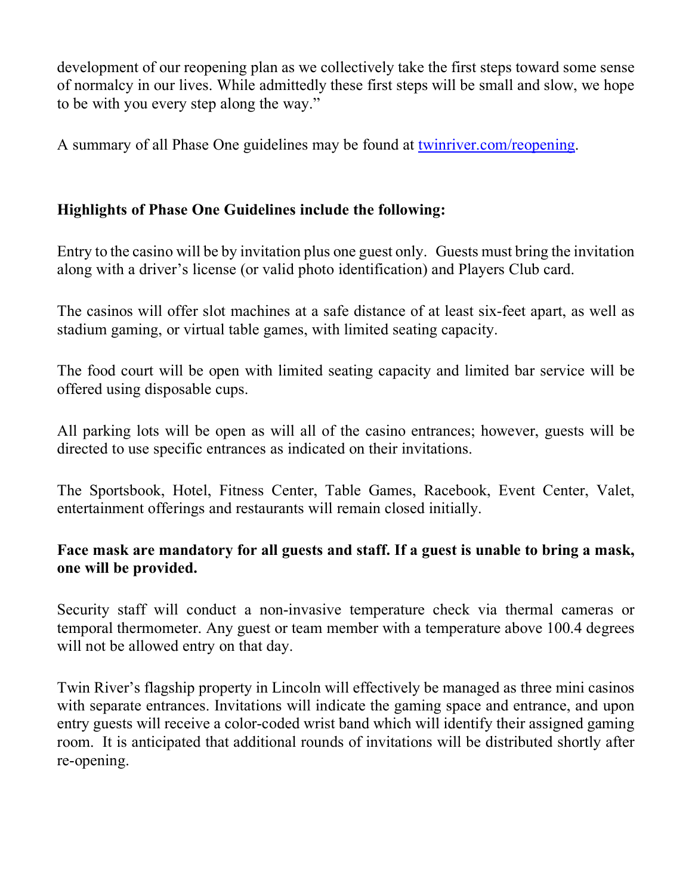development of our reopening plan as we collectively take the first steps toward some sense of normalcy in our lives. While admittedly these first steps will be small and slow, we hope to be with you every step along the way."

A summary of all Phase One guidelines may be found at [twinriver.com/reopening](twinriver.com/reopening).

**Highlights of Phase One Guidelines include the following:**

Entry to the casino will be by invitation plus one guest only. Guests must bring the invitation along with a driver's license (or valid photo identification) and Players Club card.

The casinos will offer slot machines at a safe distance of at least six-feet apart, as well as stadium gaming, or virtual table games, with limited seating capacity.

The food court will be open with limited seating capacity and limited bar service will be offered using disposable cups.

All parking lots will be open as will all of the casino entrances; however, guests will be directed to use specific entrances as indicated on their invitations.

The Sportsbook, Hotel, Fitness Center, Table Games, Racebook, Event Center, Valet, entertainment offerings and restaurants will remain closed initially.

**Face mask are mandatory for all guests and staff. If a guest is unable to bring a mask, one will be provided.**

Security staff will conduct a non-invasive temperature check via thermal cameras or temporal thermometer. Any guest or team member with a temperature above 100.4 degrees will not be allowed entry on that day.

Twin River's flagship property in Lincoln will effectively be managed as three mini casinos with separate entrances. Invitations will indicate the gaming space and entrance, and upon entry guests will receive a color-coded wrist band which will identify their assigned gaming room. It is anticipated that additional rounds of invitations will be distributed shortly after re-opening.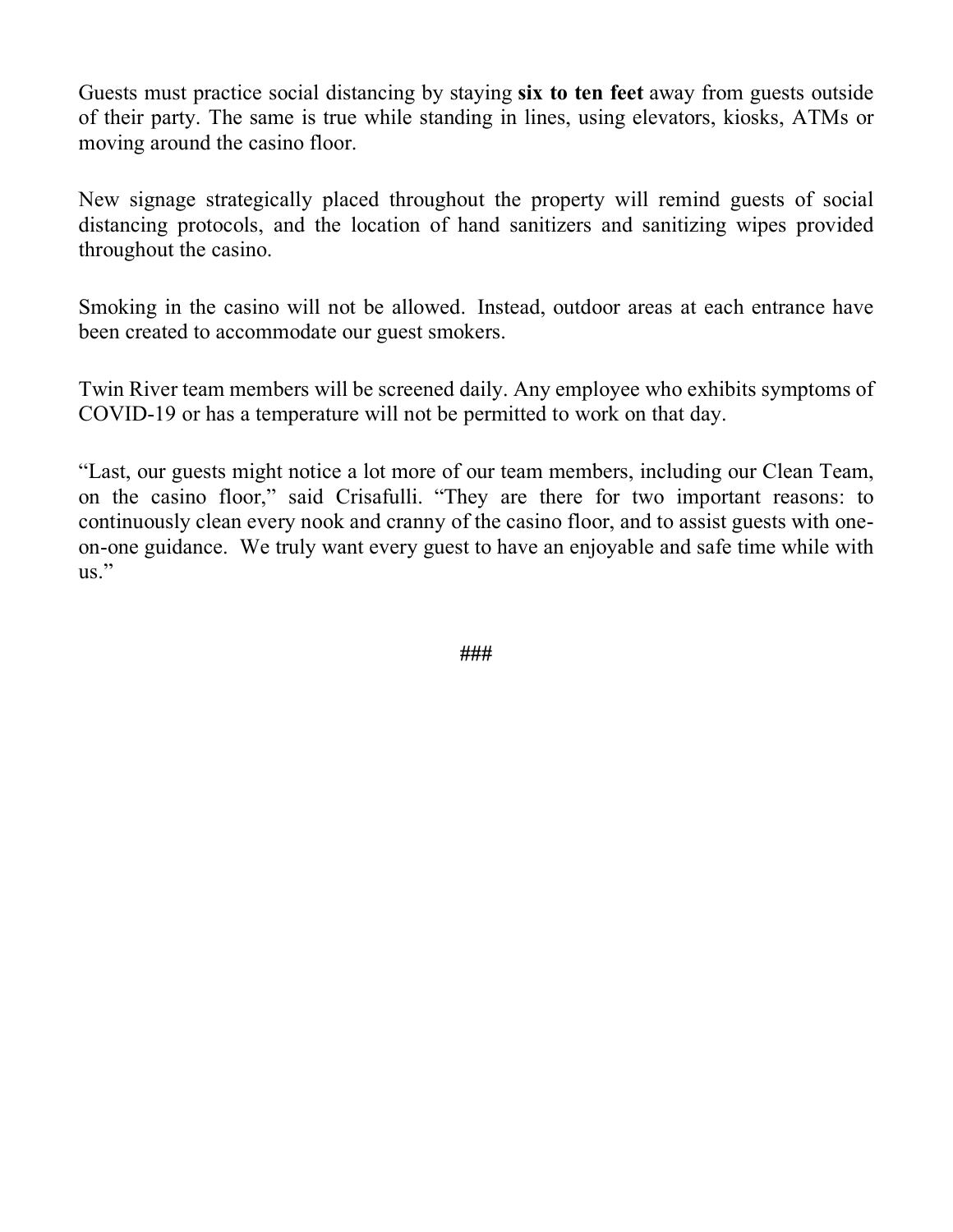Guests must practice social distancing by staying **six to ten feet** away from guests outside of their party. The same is true while standing in lines, using elevators, kiosks, ATMs or moving around the casino floor.

New signage strategically placed throughout the property will remind guests of social distancing protocols, and the location of hand sanitizers and sanitizing wipes provided throughout the casino.

Smoking in the casino will not be allowed. Instead, outdoor areas at each entrance have been created to accommodate our guest smokers.

Twin River team members will be screened daily. Any employee who exhibits symptoms of COVID-19 or has a temperature will not be permitted to work on that day.

"Last, our guests might notice a lot more of our team members, including our Clean Team, on the casino floor," said Crisafulli. "They are there for two important reasons: to continuously clean every nook and cranny of the casino floor, and to assist guests with one-on-one guidance. We truly want every guest to have an enjoyable and safe time while with us."

###